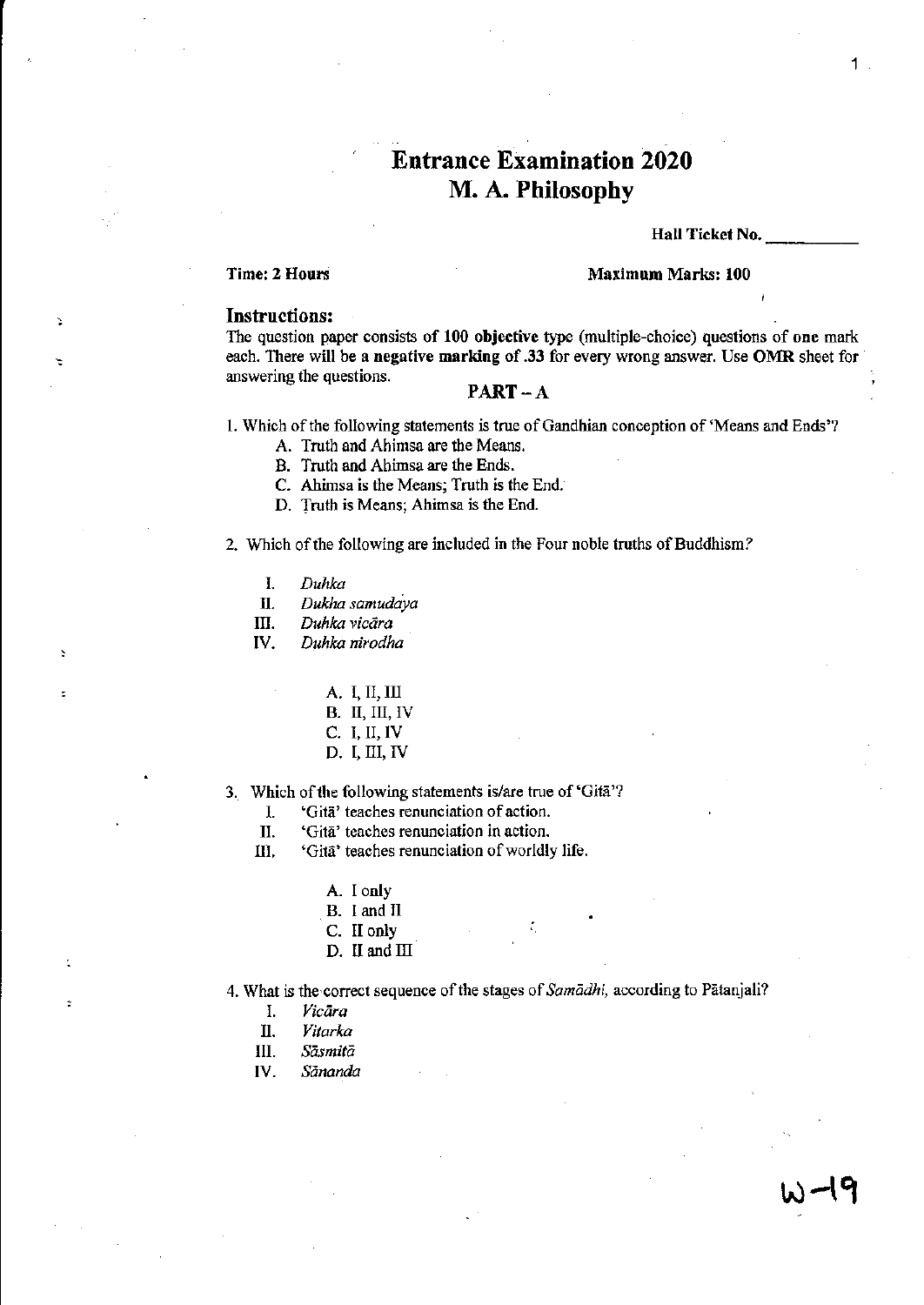# Entrance Examination 2020
## M. A. Philosophy

**Hall Ticket No.** ____________

**Time: 2 Hours** **Maximum Marks: 100**

### Instructions:

The question paper consists of **100 objective** type (multiple-choice) questions of **one** mark each. There will be a **negative marking** of **.33** for every wrong answer. Use **OMR** sheet for answering the questions.

### PART – A

1. Which of the following statements is true of Gandhian conception of 'Means and Ends'?
   - A. Truth and Ahimsa are the Means.
   - B. Truth and Ahimsa are the Ends.
   - C. Ahimsa is the Means; Truth is the End.
   - D. Truth is Means; Ahimsa is the End.

2. Which of the following are included in the Four noble truths of Buddhism?
   - I. *Duhka*
   - II. *Dukha samudaya*
   - III. *Duhka vicāra*
   - IV. *Duhka nirodha*

   - A. I, II, III
   - B. II, III, IV
   - C. I, II, IV
   - D. I, III, IV

3. Which of the following statements is/are true of 'Gitā'?
   - I. 'Gitā' teaches renunciation of action.
   - II. 'Gitā' teaches renunciation in action.
   - III. 'Gitā' teaches renunciation of worldly life.

   - A. I only
   - B. I and II
   - C. II only
   - D. II and III

4. What is the correct sequence of the stages of *Samādhi*, according to Pātanjali?
   - I. *Vicāra*
   - II. *Vitarka*
   - III. *Sāsmitā*
   - IV. *Sānanda*

W-19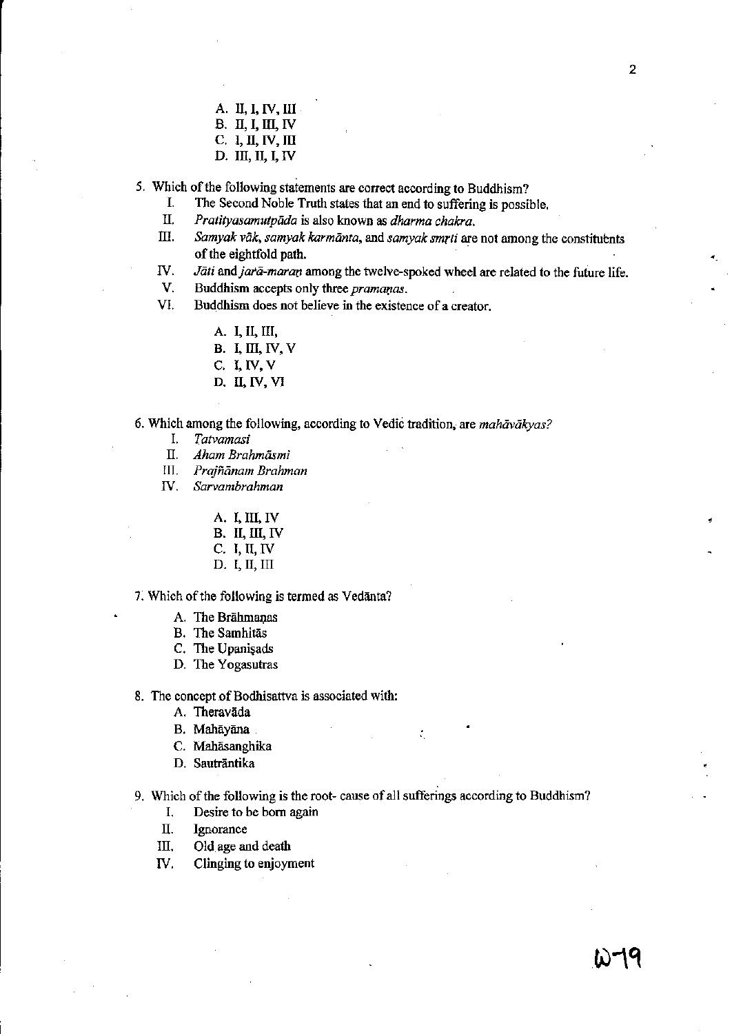A. II, I, IV, III
B. II, I, III, IV
C. I, II, IV, III
D. III, II, I, IV

5. Which of the following statements are correct according to Buddhism?
   I. The Second Noble Truth states that an end to suffering is possible.
   II. *Pratityasamutpāda* is also known as *dharma chakra.*
   III. *Samyak vāk, samyak karmānta,* and *samyak smṛti* are not among the constituents of the eightfold path.
   IV. *Jāti* and *jarā-maraṇ* among the twelve-spoked wheel are related to the future life.
   V. Buddhism accepts only three *pramaṇas*.
   VI. Buddhism does not believe in the existence of a creator.

   A. I, II, III,
   B. I, III, IV, V
   C. I, IV, V
   D. II, IV, VI

6. Which among the following, according to Vedic tradition, are *mahāvākyas?*
   I. *Tatvamasi*
   II. *Aham Brahmāsmi*
   III. *Prajñānam Brahman*
   IV. *Sarvambrahman*

   A. I, III, IV
   B. II, III, IV
   C. I, II, IV
   D. I, II, III

7. Which of the following is termed as Vedānta?
   A. The Brāhmaṇas
   B. The Samhitās
   C. The Upaniṣads
   D. The Yogasutras

8. The concept of Bodhisattva is associated with:
   A. Theravāda
   B. Mahāyāna
   C. Mahāsanghika
   D. Sautrāntika

9. Which of the following is the root- cause of all sufferings according to Buddhism?
   I. Desire to be born again
   II. Ignorance
   III. Old age and death
   IV. Clinging to enjoyment

W-19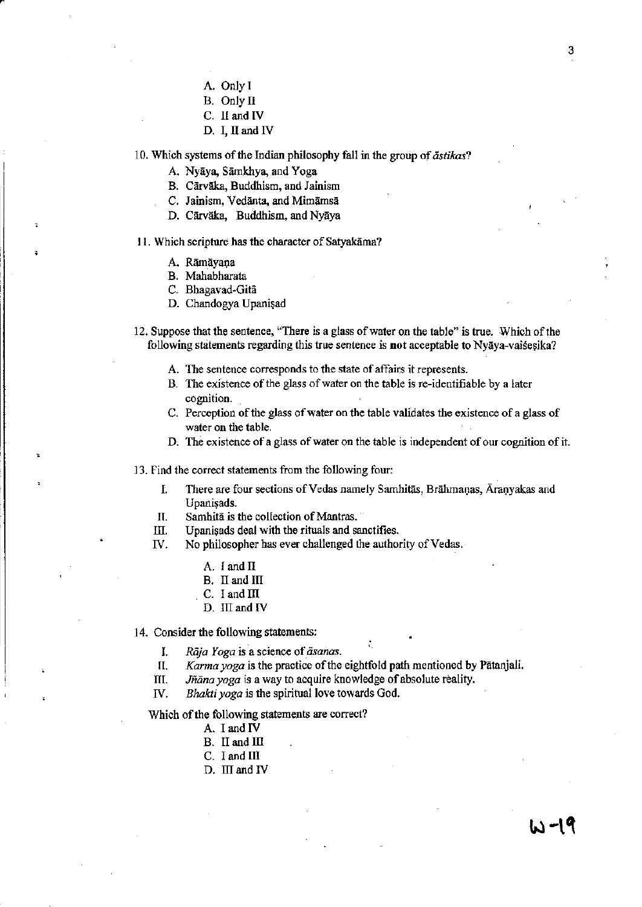A. Only I
B. Only II
C. II and IV
D. I, II and IV

10. Which systems of the Indian philosophy fall in the group of *āstikas*?

A. Nyāya, Sāmkhya, and Yoga
B. Cārvāka, Buddhism, and Jainism
C. Jainism, Vedānta, and Mimāmsā
D. Cārvāka, Buddhism, and Nyāya

11. Which scripture has the character of Satyakāma?

A. Rāmāyaṇa
B. Mahabharata
C. Bhagavad-Gitā
D. Chandogya Upaniṣad

12. Suppose that the sentence, "There is a glass of water on the table" is true. Which of the following statements regarding this true sentence is **not** acceptable to Nyāya-vaiśeṣika?

A. The sentence corresponds to the state of affairs it represents.
B. The existence of the glass of water on the table is re-identifiable by a later cognition.
C. Perception of the glass of water on the table validates the existence of a glass of water on the table.
D. The existence of a glass of water on the table is independent of our cognition of it.

13. Find the correct statements from the following four:

I. There are four sections of Vedas namely Samhitās, Brāhmaṇas, Āraṇyakas and Upaniṣads.
II. Samhitā is the collection of Mantras.
III. Upaniṣads deal with the rituals and sanctifies.
IV. No philosopher has ever challenged the authority of Vedas.

A. I and II
B. II and III
C. I and III
D. III and IV

14. Consider the following statements:

I. *Rāja Yoga* is a science of *āsanas*.
II. *Karma yoga* is the practice of the eightfold path mentioned by Pātanjali.
III. *Jñāna yoga* is a way to acquire knowledge of absolute reality.
IV. *Bhakti yoga* is the spiritual love towards God.

Which of the following statements are correct?

A. I and IV
B. II and III
C. I and III
D. III and IV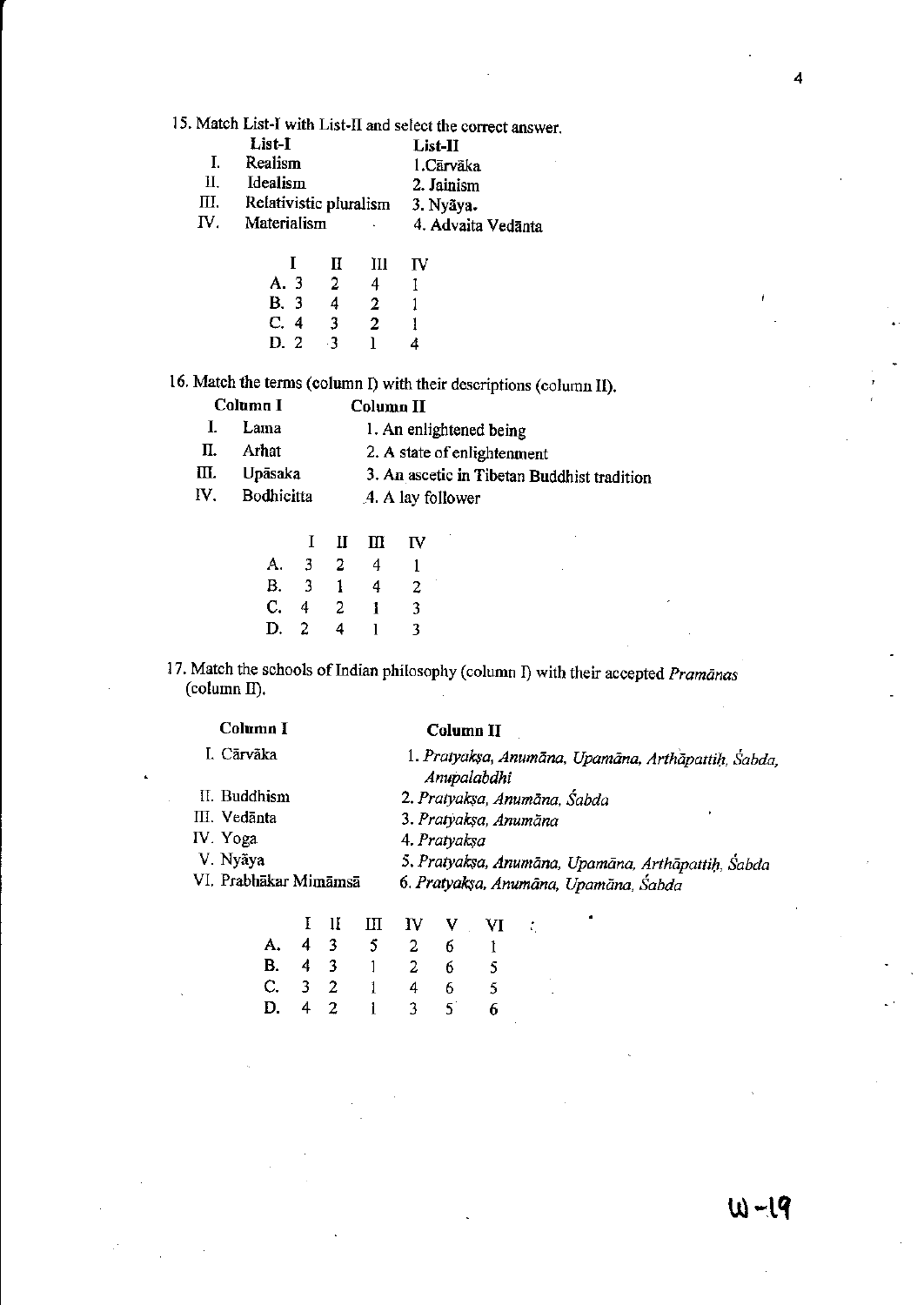15. Match List-I with List-II and select the correct answer.

| | List-I | List-II |
|---|---|---|
| I. | Realism | 1. Cārvāka |
| II. | Idealism | 2. Jainism |
| III. | Relativistic pluralism | 3. Nyāya. |
| IV. | Materialism | 4. Advaita Vedānta |

| | I | II | III | IV |
|---|---|---|---|---|
| A. | 3 | 2 | 4 | 1 |
| B. | 3 | 4 | 2 | 1 |
| C. | 4 | 3 | 2 | 1 |
| D. | 2 | 3 | 1 | 4 |

16. Match the terms (column I) with their descriptions (column II).

| | Column I | Column II |
|---|---|---|
| I. | Lama | 1. An enlightened being |
| II. | Arhat | 2. A state of enlightenment |
| III. | Upāsaka | 3. An ascetic in Tibetan Buddhist tradition |
| IV. | Bodhicitta | 4. A lay follower |

| | I | II | III | IV |
|---|---|---|---|---|
| A. | 3 | 2 | 4 | 1 |
| B. | 3 | 1 | 4 | 2 |
| C. | 4 | 2 | 1 | 3 |
| D. | 2 | 4 | 1 | 3 |

17. Match the schools of Indian philosophy (column I) with their accepted *Pramānas* (column II).

| Column I | Column II |
|---|---|
| I. Cārvāka | 1. *Pratyakṣa, Anumāna, Upamāna, Arthāpattiḥ, Śabda, Anupalabdhi* |
| II. Buddhism | 2. *Pratyakṣa, Anumāna, Śabda* |
| III. Vedānta | 3. *Pratyakṣa, Anumāna* |
| IV. Yoga | 4. *Pratyakṣa* |
| V. Nyāya | 5. *Pratyakṣa, Anumāna, Upamāna, Arthāpattiḥ, Śabda* |
| VI. Prabhākar Mimāmsā | 6. *Pratyakṣa, Anumāna, Upamāna, Śabda* |

| | I | II | III | IV | V | VI |
|---|---|---|---|---|---|---|
| A. | 4 | 3 | 5 | 2 | 6 | 1 |
| B. | 4 | 3 | 1 | 2 | 6 | 5 |
| C. | 3 | 2 | 1 | 4 | 6 | 5 |
| D. | 4 | 2 | 1 | 3 | 5 | 6 |

W-19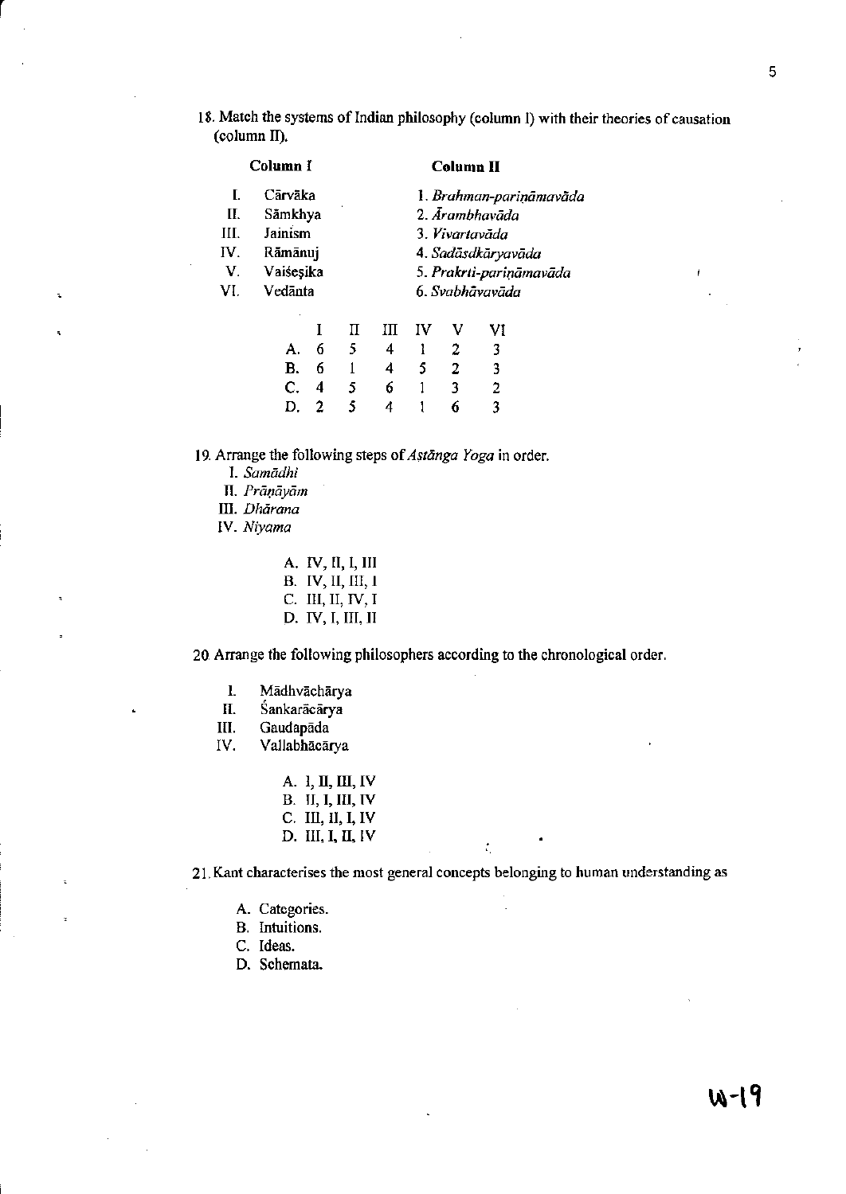18. Match the systems of Indian philosophy (column I) with their theories of causation (column II).

| | Column I | | Column II |
|---|---|---|---|
| I. | Cārvāka | | 1. *Brahman-pariṇāmavāda* |
| II. | Sāmkhya | | 2. *Ārambhavāda* |
| III. | Jainism | | 3. *Vivartavāda* |
| IV. | Rāmānuj | | 4. *Sadāsdkāryavāda* |
| V. | Vaiśeṣika | | 5. *Prakṛti-pariṇāmavāda* |
| VI. | Vedānta | | 6. *Svabhāvavāda* |

| | I | II | III | IV | V | VI |
|---|---|---|---|---|---|---|
| A. | 6 | 5 | 4 | 1 | 2 | 3 |
| B. | 6 | 1 | 4 | 5 | 2 | 3 |
| C. | 4 | 5 | 6 | 1 | 3 | 2 |
| D. | 2 | 5 | 4 | 1 | 6 | 3 |

19. Arrange the following steps of *Astānga Yoga* in order.

I. *Samādhi*
II. *Prāṇāyām*
III. *Dhārana*
IV. *Niyama*

A. IV, II, I, III
B. IV, II, III, I
C. III, II, IV, I
D. IV, I, III, II

20. Arrange the following philosophers according to the chronological order.

I. Mādhvāchārya
II. Śankarācārya
III. Gaudapāda
IV. Vallabhācārya

A. I, II, III, IV
B. II, I, III, IV
C. III, II, I, IV
D. III, I, II, IV

21. Kant characterises the most general concepts belonging to human understanding as

A. Categories.
B. Intuitions.
C. Ideas.
D. Schemata.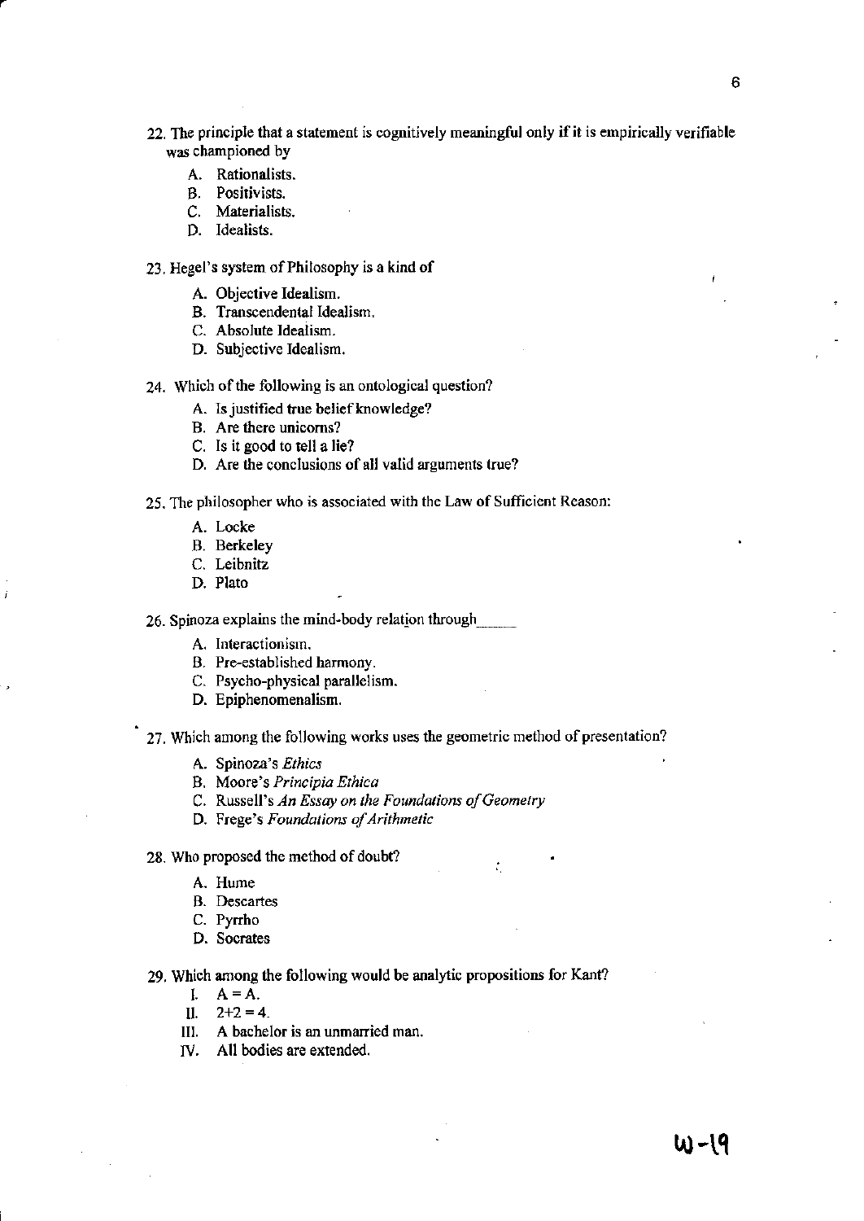22. The principle that a statement is cognitively meaningful only if it is empirically verifiable was championed by

    A. Rationalists.
    B. Positivists.
    C. Materialists.
    D. Idealists.

23. Hegel's system of Philosophy is a kind of

    A. Objective Idealism.
    B. Transcendental Idealism.
    C. Absolute Idealism.
    D. Subjective Idealism.

24. Which of the following is an ontological question?

    A. Is justified true belief knowledge?
    B. Are there unicorns?
    C. Is it good to tell a lie?
    D. Are the conclusions of all valid arguments true?

25. The philosopher who is associated with the Law of Sufficient Reason:

    A. Locke
    B. Berkeley
    C. Leibnitz
    D. Plato

26. Spinoza explains the mind-body relation through_____

    A. Interactionism.
    B. Pre-established harmony.
    C. Psycho-physical parallelism.
    D. Epiphenomenalism.

27. Which among the following works uses the geometric method of presentation?

    A. Spinoza's *Ethics*
    B. Moore's *Principia Ethica*
    C. Russell's *An Essay on the Foundations of Geometry*
    D. Frege's *Foundations of Arithmetic*

28. Who proposed the method of doubt?

    A. Hume
    B. Descartes
    C. Pyrrho
    D. Socrates

29. Which among the following would be analytic propositions for Kant?

    I. A = A.
    II. 2+2 = 4.
    III. A bachelor is an unmarried man.
    IV. All bodies are extended.

W-19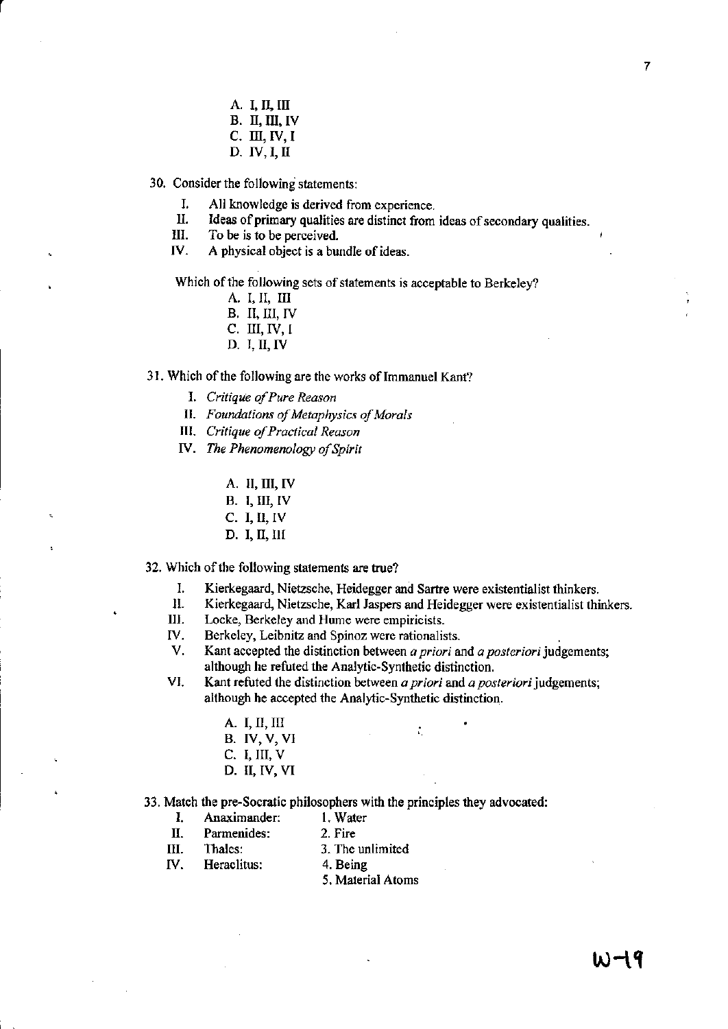A. I, II, III
B. II, III, IV
C. III, IV, I
D. IV, I, II

30. Consider the following statements:

   I. All knowledge is derived from experience.
   II. Ideas of primary qualities are distinct from ideas of secondary qualities.
   III. To be is to be perceived.
   IV. A physical object is a bundle of ideas.

   Which of the following sets of statements is acceptable to Berkeley?

   A. I, II, III
   B. II, III, IV
   C. III, IV, I
   D. I, II, IV

31. Which of the following are the works of Immanuel Kant?

   I. *Critique of Pure Reason*
   II. *Foundations of Metaphysics of Morals*
   III. *Critique of Practical Reason*
   IV. *The Phenomenology of Spirit*

   A. II, III, IV
   B. I, III, IV
   C. I, II, IV
   D. I, II, III

32. Which of the following statements are true?

   I. Kierkegaard, Nietzsche, Heidegger and Sartre were existentialist thinkers.
   II. Kierkegaard, Nietzsche, Karl Jaspers and Heidegger were existentialist thinkers.
   III. Locke, Berkeley and Hume were empiricists.
   IV. Berkeley, Leibnitz and Spinoz were rationalists.
   V. Kant accepted the distinction between *a priori* and *a posteriori* judgements; although he refuted the Analytic-Synthetic distinction.
   VI. Kant refuted the distinction between *a priori* and *a posteriori* judgements; although he accepted the Analytic-Synthetic distinction.

   A. I, II, III
   B. IV, V, VI
   C. I, III, V
   D. II, IV, VI

33. Match the pre-Socratic philosophers with the principles they advocated:

   I. Anaximander: 1. Water
   II. Parmenides: 2. Fire
   III. Thales: 3. The unlimited
   IV. Heraclitus: 4. Being
   5. Material Atoms

W-19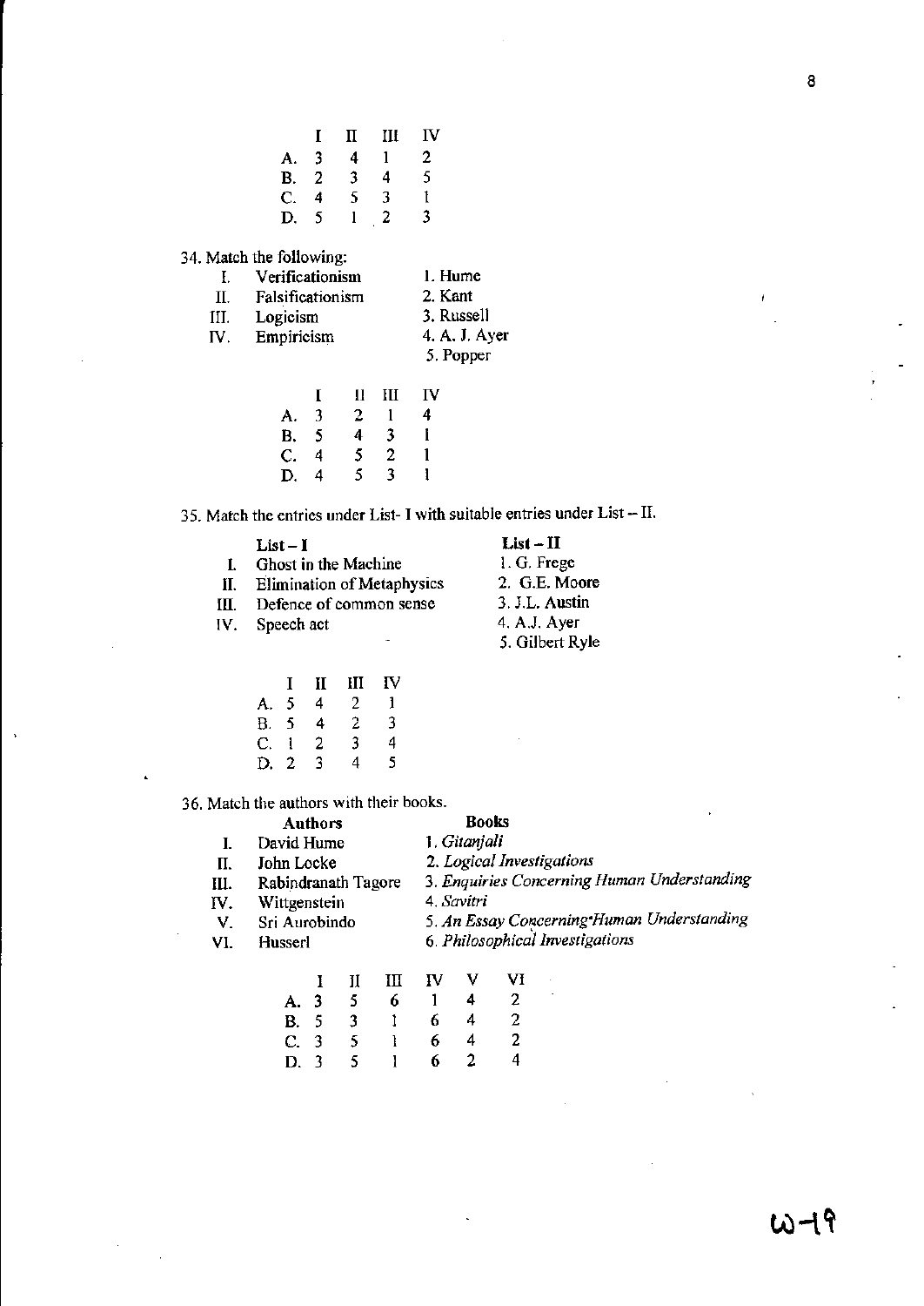|   | I | II | III | IV |
|---|---|---|---|---|
| A. | 3 | 4 | 1 | 2 |
| B. | 2 | 3 | 4 | 5 |
| C. | 4 | 5 | 3 | 1 |
| D. | 5 | 1 | 2 | 3 |

34. Match the following:

| | | |
|---|---|---|
| I. | Verificationism | 1. Hume |
| II. | Falsificationism | 2. Kant |
| III. | Logicism | 3. Russell |
| IV. | Empiricism | 4. A. J. Ayer |
| | | 5. Popper |

|   | I | II | III | IV |
|---|---|---|---|---|
| A. | 3 | 2 | 1 | 4 |
| B. | 5 | 4 | 3 | 1 |
| C. | 4 | 5 | 2 | 1 |
| D. | 4 | 5 | 3 | 1 |

35. Match the entries under List- I with suitable entries under List – II.

| | List – I | List – II |
|---|---|---|
| I. | Ghost in the Machine | 1. G. Frege |
| II. | Elimination of Metaphysics | 2. G.E. Moore |
| III. | Defence of common sense | 3. J.L. Austin |
| IV. | Speech act | 4. A.J. Ayer |
| | | 5. Gilbert Ryle |

|   | I | II | III | IV |
|---|---|---|---|---|
| A. | 5 | 4 | 2 | 1 |
| B. | 5 | 4 | 2 | 3 |
| C. | 1 | 2 | 3 | 4 |
| D. | 2 | 3 | 4 | 5 |

36. Match the authors with their books.

| | Authors | Books |
|---|---|---|
| I. | David Hume | 1. *Gitanjali* |
| II. | John Locke | 2. *Logical Investigations* |
| III. | Rabindranath Tagore | 3. *Enquiries Concerning Human Understanding* |
| IV. | Wittgenstein | 4. *Savitri* |
| V. | Sri Aurobindo | 5. *An Essay Concerning Human Understanding* |
| VI. | Husserl | 6. *Philosophical Investigations* |

|   | I | II | III | IV | V | VI |
|---|---|---|---|---|---|---|
| A. | 3 | 5 | 6 | 1 | 4 | 2 |
| B. | 5 | 3 | 1 | 6 | 4 | 2 |
| C. | 3 | 5 | 1 | 6 | 4 | 2 |
| D. | 3 | 5 | 1 | 6 | 2 | 4 |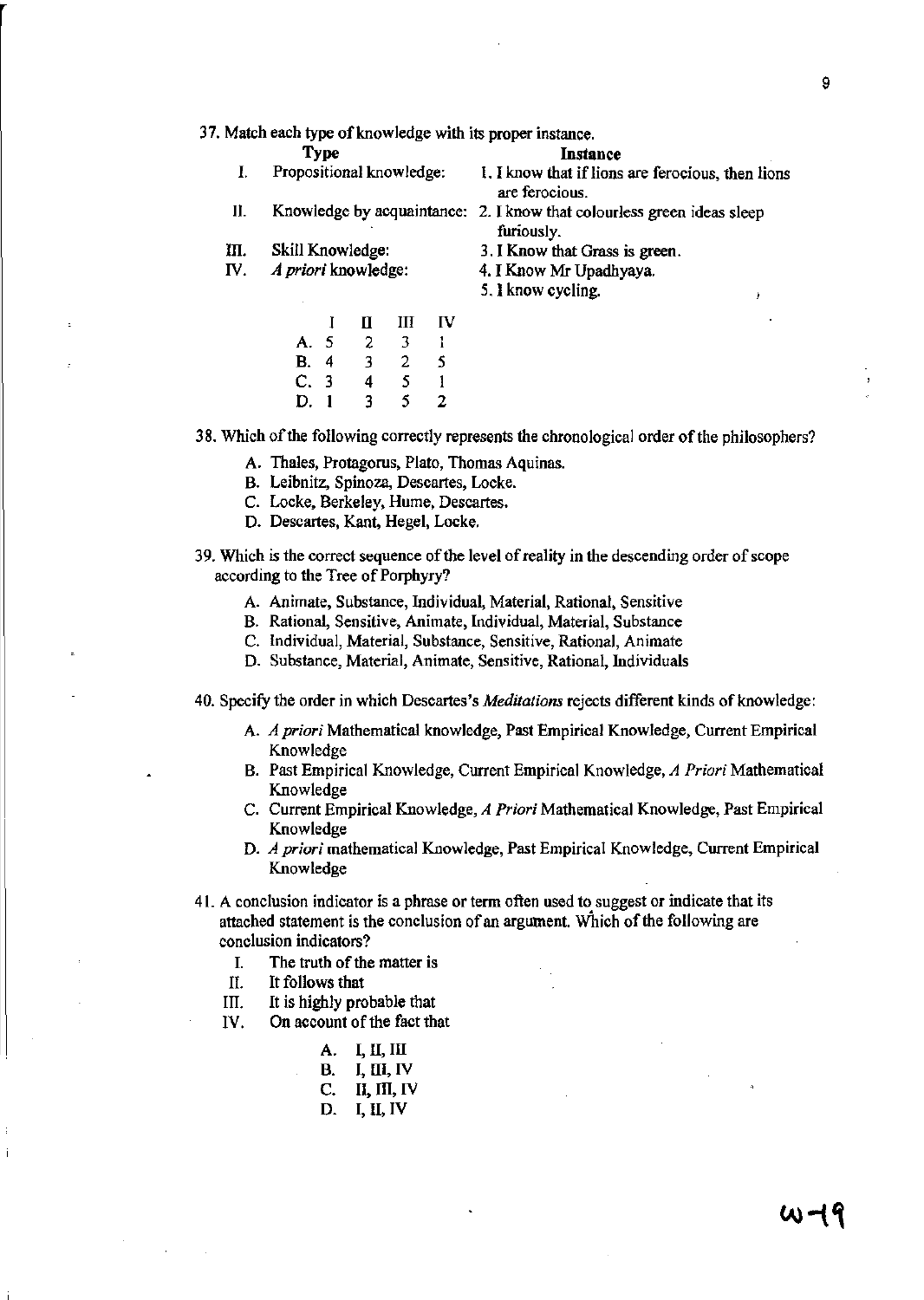37. Match each type of knowledge with its proper instance.

| | Type | Instance |
|---|---|---|
| I. | Propositional knowledge: | 1. I know that if lions are ferocious, then lions are ferocious. |
| II. | Knowledge by acquaintance: | 2. I know that colourless green ideas sleep furiously. |
| III. | Skill Knowledge: | 3. I Know that Grass is green. |
| IV. | *A priori* knowledge: | 4. I Know Mr Upadhyaya. |
| | | 5. I know cycling. |

| | I | II | III | IV |
|---|---|---|---|---|
| A. | 5 | 2 | 3 | 1 |
| B. | 4 | 3 | 2 | 5 |
| C. | 3 | 4 | 5 | 1 |
| D. | 1 | 3 | 5 | 2 |

38. Which of the following correctly represents the chronological order of the philosophers?

A. Thales, Protagorus, Plato, Thomas Aquinas.
B. Leibnitz, Spinoza, Descartes, Locke.
C. Locke, Berkeley, Hume, Descartes.
D. Descartes, Kant, Hegel, Locke.

39. Which is the correct sequence of the level of reality in the descending order of scope according to the Tree of Porphyry?

A. Animate, Substance, Individual, Material, Rational, Sensitive
B. Rational, Sensitive, Animate, Individual, Material, Substance
C. Individual, Material, Substance, Sensitive, Rational, Animate
D. Substance, Material, Animate, Sensitive, Rational, Individuals

40. Specify the order in which Descartes's *Meditations* rejects different kinds of knowledge:

A. *A priori* Mathematical knowledge, Past Empirical Knowledge, Current Empirical Knowledge
B. Past Empirical Knowledge, Current Empirical Knowledge, *A Priori* Mathematical Knowledge
C. Current Empirical Knowledge, *A Priori* Mathematical Knowledge, Past Empirical Knowledge
D. *A priori* mathematical Knowledge, Past Empirical Knowledge, Current Empirical Knowledge

41. A conclusion indicator is a phrase or term often used to suggest or indicate that its attached statement is the conclusion of an argument. Which of the following are conclusion indicators?

I. The truth of the matter is
II. It follows that
III. It is highly probable that
IV. On account of the fact that

A. I, II, III
B. I, III, IV
C. II, III, IV
D. I, II, IV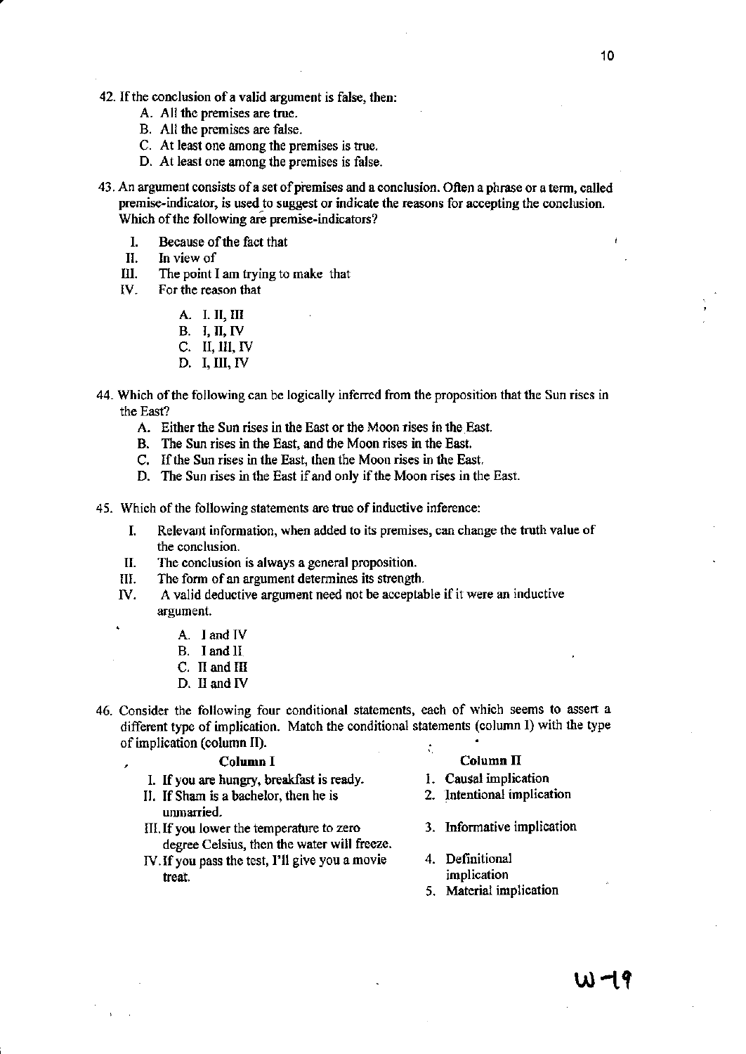42. If the conclusion of a valid argument is false, then:
    - A. All the premises are true.
    - B. All the premises are false.
    - C. At least one among the premises is true.
    - D. At least one among the premises is false.

43. An argument consists of a set of premises and a conclusion. Often a phrase or a term, called premise-indicator, is used to suggest or indicate the reasons for accepting the conclusion. Which of the following are premise-indicators?

    - I. Because of the fact that
    - II. In view of
    - III. The point I am trying to make that
    - IV. For the reason that

    - A. I, II, III
    - B. I, II, IV
    - C. II, III, IV
    - D. I, III, IV

44. Which of the following can be logically inferred from the proposition that the Sun rises in the East?
    - A. Either the Sun rises in the East or the Moon rises in the East.
    - B. The Sun rises in the East, and the Moon rises in the East.
    - C. If the Sun rises in the East, then the Moon rises in the East.
    - D. The Sun rises in the East if and only if the Moon rises in the East.

45. Which of the following statements are true of inductive inference:

    - I. Relevant information, when added to its premises, can change the truth value of the conclusion.
    - II. The conclusion is always a general proposition.
    - III. The form of an argument determines its strength.
    - IV. A valid deductive argument need not be acceptable if it were an inductive argument.

    - A. I and IV
    - B. I and II
    - C. II and III
    - D. II and IV

46. Consider the following four conditional statements, each of which seems to assert a different type of implication. Match the conditional statements (column I) with the type of implication (column II).

| Column I | Column II |
|---|---|
| I. If you are hungry, breakfast is ready. | 1. Causal implication |
| II. If Sham is a bachelor, then he is unmarried. | 2. Intentional implication |
| III. If you lower the temperature to zero degree Celsius, then the water will freeze. | 3. Informative implication |
| IV. If you pass the test, I'll give you a movie treat. | 4. Definitional implication |
| | 5. Material implication |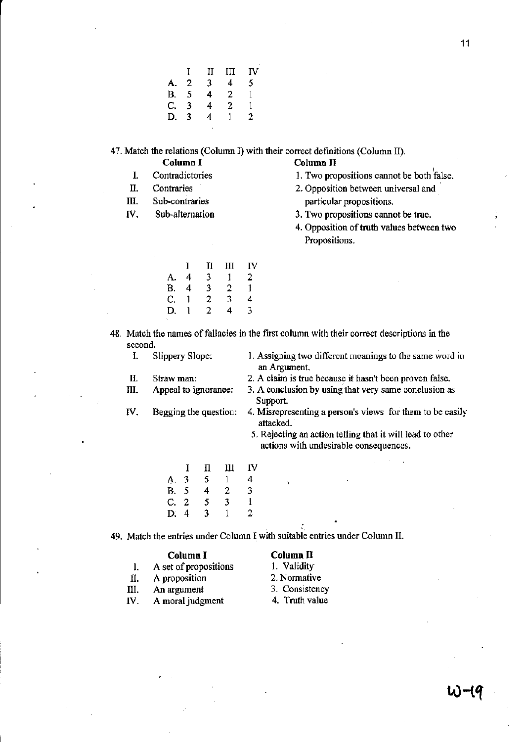| | I | II | III | IV |
|---|---|---|---|---|
| A. | 2 | 3 | 4 | 5 |
| B. | 5 | 4 | 2 | 1 |
| C. | 3 | 4 | 2 | 1 |
| D. | 3 | 4 | 1 | 2 |

47. Match the relations (Column I) with their correct definitions (Column II).

| Column I | Column II |
|---|---|
| I. Contradictories | 1. Two propositions cannot be both false. |
| II. Contraries | 2. Opposition between universal and particular propositions. |
| III. Sub-contraries | 3. Two propositions cannot be true. |
| IV. Sub-alternation | 4. Opposition of truth values between two Propositions. |

| | I | II | III | IV |
|---|---|---|---|---|
| A. | 4 | 3 | 1 | 2 |
| B. | 4 | 3 | 2 | 1 |
| C. | 1 | 2 | 3 | 4 |
| D. | 1 | 2 | 4 | 3 |

48. Match the names of fallacies in the first column with their correct descriptions in the second.

| | |
|---|---|
| I. Slippery Slope: | 1. Assigning two different meanings to the same word in an Argument. |
| II. Straw man: | 2. A claim is true because it hasn't been proven false. |
| III. Appeal to ignorance: | 3. A conclusion by using that very same conclusion as Support. |
| IV. Begging the question: | 4. Misrepresenting a person's views for them to be easily attacked. |
| | 5. Rejecting an action telling that it will lead to other actions with undesirable consequences. |

| | I | II | III | IV |
|---|---|---|---|---|
| A. | 3 | 5 | 1 | 4 |
| B. | 5 | 4 | 2 | 3 |
| C. | 2 | 5 | 3 | 1 |
| D. | 4 | 3 | 1 | 2 |

49. Match the entries under Column I with suitable entries under Column II.

| Column I | Column II |
|---|---|
| I. A set of propositions | 1. Validity |
| II. A proposition | 2. Normative |
| III. An argument | 3. Consistency |
| IV. A moral judgment | 4. Truth value |

W-19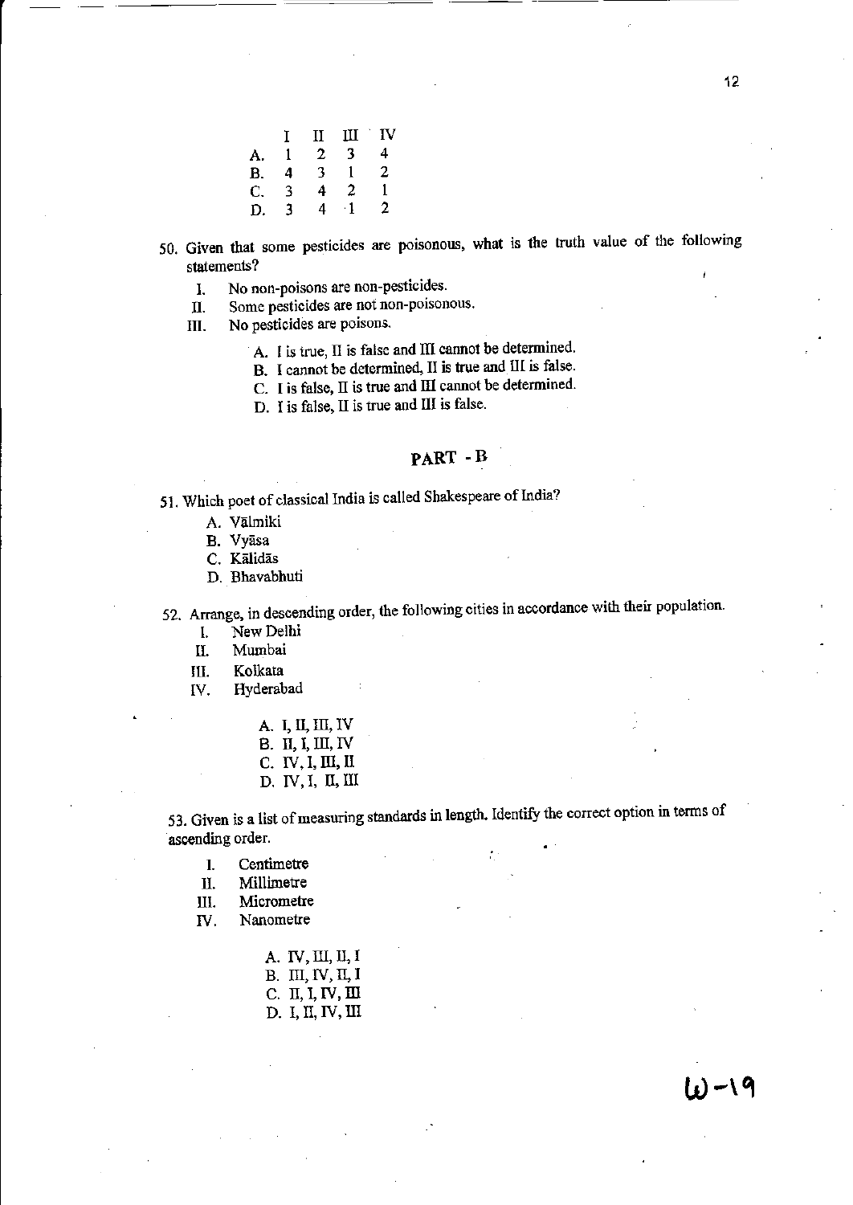|    | I | II | III | IV |
|---|---|---|---|---|
| A. | 1 | 2 | 3 | 4 |
| B. | 4 | 3 | 1 | 2 |
| C. | 3 | 4 | 2 | 1 |
| D. | 3 | 4 | 1 | 2 |

50. Given that some pesticides are poisonous, what is the truth value of the following statements?

    I. No non-poisons are non-pesticides.
    II. Some pesticides are not non-poisonous.
    III. No pesticides are poisons.

    A. I is true, II is false and III cannot be determined.
    B. I cannot be determined, II is true and III is false.
    C. I is false, II is true and III cannot be determined.
    D. I is false, II is true and III is false.

## PART - B

51. Which poet of classical India is called Shakespeare of India?

    A. Vālmiki
    B. Vyāsa
    C. Kālidās
    D. Bhavabhuti

52. Arrange, in descending order, the following cities in accordance with their population.

    I. New Delhi
    II. Mumbai
    III. Kolkata
    IV. Hyderabad

    A. I, II, III, IV
    B. II, I, III, IV
    C. IV, I, III, II
    D. IV, I, II, III

53. Given is a list of measuring standards in length. Identify the correct option in terms of ascending order.

    I. Centimetre
    II. Millimetre
    III. Micrometre
    IV. Nanometre

    A. IV, III, II, I
    B. III, IV, II, I
    C. II, I, IV, III
    D. I, II, IV, III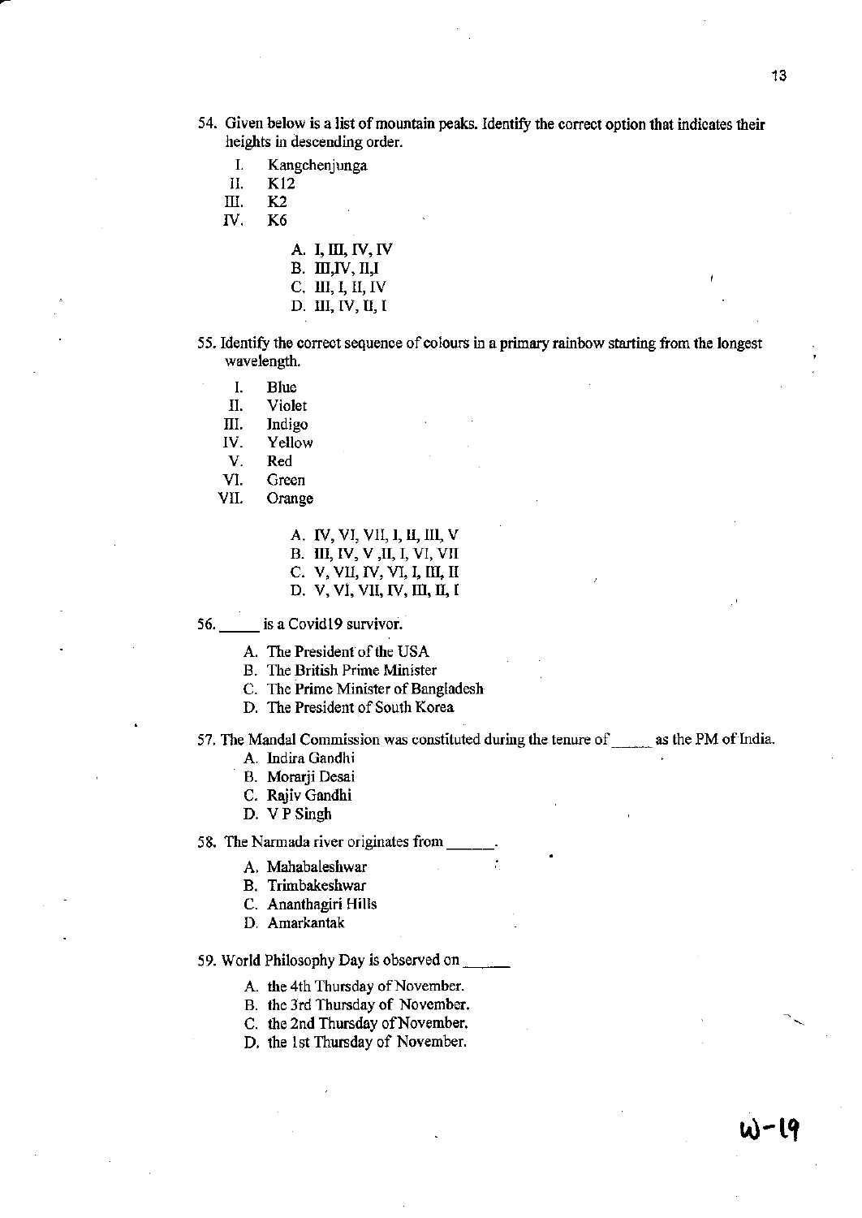54. Given below is a list of mountain peaks. Identify the correct option that indicates their heights in descending order.

   I. Kangchenjunga
   II. K12
   III. K2
   IV. K6

   A. I, III, IV, IV
   B. III,IV, II,I
   C. III, I, II, IV
   D. III, IV, II, I

55. Identify the correct sequence of colours in a primary rainbow starting from the longest wavelength.

   I. Blue
   II. Violet
   III. Indigo
   IV. Yellow
   V. Red
   VI. Green
   VII. Orange

   A. IV, VI, VII, I, II, III, V
   B. III, IV, V ,II, I, VI, VII
   C. V, VII, IV, VI, I, III, II
   D. V, VI, VII, IV, III, II, I

56. _____ is a Covid19 survivor.

   A. The President of the USA
   B. The British Prime Minister
   C. The Prime Minister of Bangladesh
   D. The President of South Korea

57. The Mandal Commission was constituted during the tenure of _____ as the PM of India.

   A. Indira Gandhi
   B. Morarji Desai
   C. Rajiv Gandhi
   D. V P Singh

58. The Narmada river originates from ______.

   A. Mahabaleshwar
   B. Trimbakeshwar
   C. Ananthagiri Hills
   D. Amarkantak

59. World Philosophy Day is observed on ______

   A. the 4th Thursday of November.
   B. the 3rd Thursday of November.
   C. the 2nd Thursday of November.
   D. the 1st Thursday of November.

W-19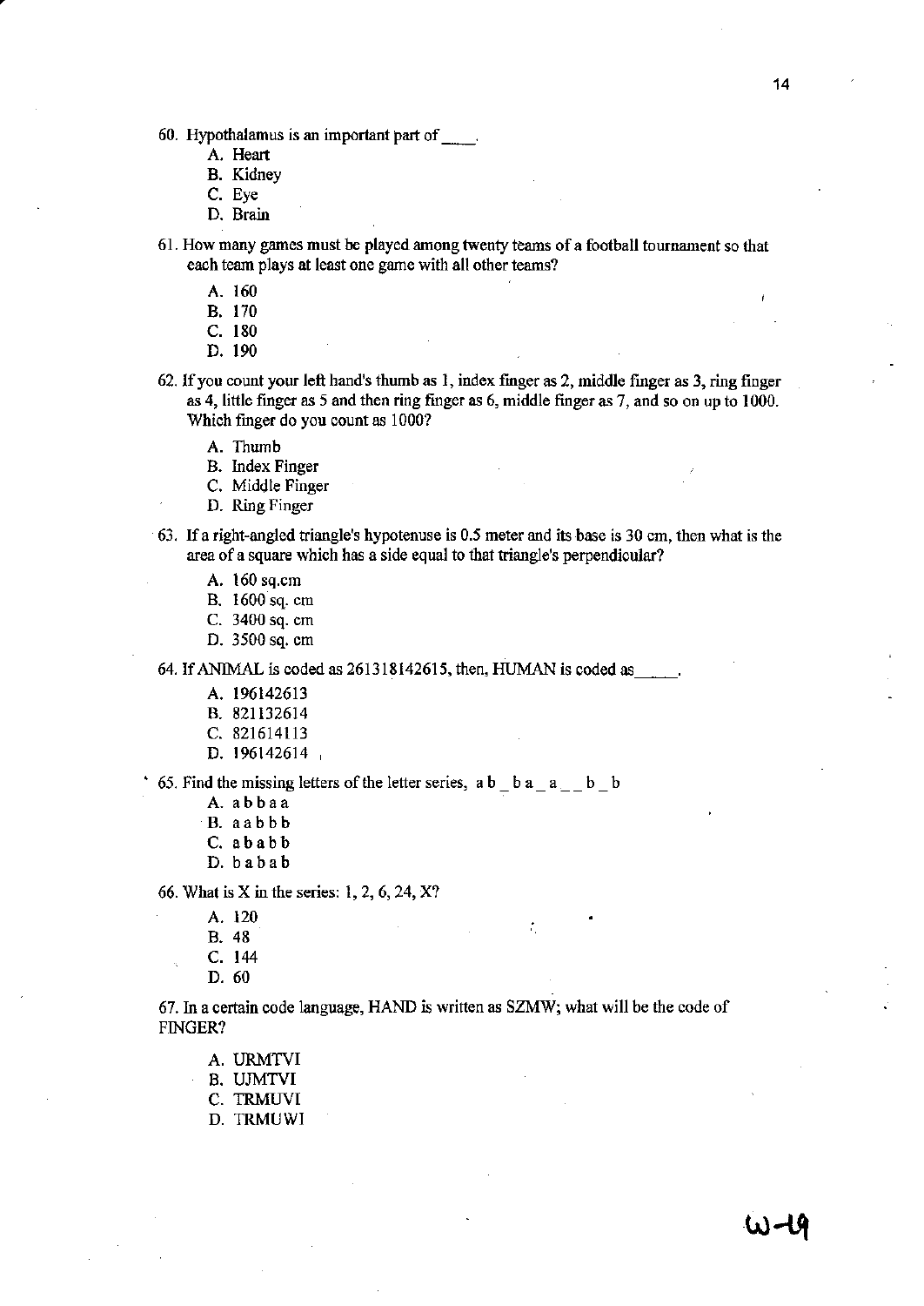60. Hypothalamus is an important part of ____.

   A. Heart
   B. Kidney
   C. Eye
   D. Brain

61. How many games must be played among twenty teams of a football tournament so that each team plays at least one game with all other teams?

   A. 160
   B. 170
   C. 180
   D. 190

62. If you count your left hand's thumb as 1, index finger as 2, middle finger as 3, ring finger as 4, little finger as 5 and then ring finger as 6, middle finger as 7, and so on up to 1000. Which finger do you count as 1000?

   A. Thumb
   B. Index Finger
   C. Middle Finger
   D. Ring Finger

63. If a right-angled triangle's hypotenuse is 0.5 meter and its base is 30 cm, then what is the area of a square which has a side equal to that triangle's perpendicular?

   A. 160 sq.cm
   B. 1600 sq. cm
   C. 3400 sq. cm
   D. 3500 sq. cm

64. If ANIMAL is coded as 261318142615, then, HUMAN is coded as_____.

   A. 196142613
   B. 821132614
   C. 821614113
   D. 196142614

65. Find the missing letters of the letter series, a b _ b a _ a _ _ b _ b

   A. a b b a a
   B. a a b b b
   C. a b a b b
   D. b a b a b

66. What is X in the series: 1, 2, 6, 24, X?

   A. 120
   B. 48
   C. 144
   D. 60

67. In a certain code language, HAND is written as SZMW; what will be the code of FINGER?

   A. URMTVI
   B. UJMTVI
   C. TRMUVI
   D. TRMUWI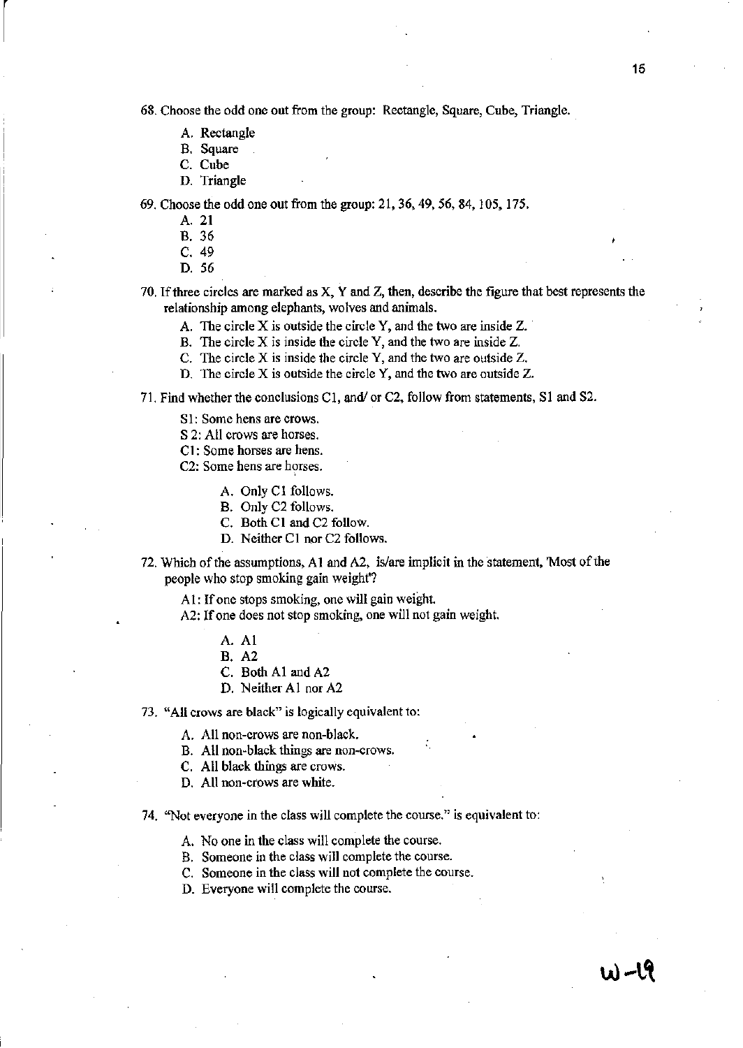68. Choose the odd one out from the group: Rectangle, Square, Cube, Triangle.

   A. Rectangle
   B. Square
   C. Cube
   D. Triangle

69. Choose the odd one out from the group: 21, 36, 49, 56, 84, 105, 175.

   A. 21
   B. 36
   C. 49
   D. 56

70. If three circles are marked as X, Y and Z, then, describe the figure that best represents the relationship among elephants, wolves and animals.

   A. The circle X is outside the circle Y, and the two are inside Z.
   B. The circle X is inside the circle Y, and the two are inside Z.
   C. The circle X is inside the circle Y, and the two are outside Z.
   D. The circle X is outside the circle Y, and the two are outside Z.

71. Find whether the conclusions C1, and/ or C2, follow from statements, S1 and S2.

   S1: Some hens are crows.
   S 2: All crows are horses.
   C1: Some horses are hens.
   C2: Some hens are horses.

   A. Only C1 follows.
   B. Only C2 follows.
   C. Both C1 and C2 follow.
   D. Neither C1 nor C2 follows.

72. Which of the assumptions, A1 and A2, is/are implicit in the statement, 'Most of the people who stop smoking gain weight'?

   A1: If one stops smoking, one will gain weight.
   A2: If one does not stop smoking, one will not gain weight.

   A. A1
   B. A2
   C. Both A1 and A2
   D. Neither A1 nor A2

73. "All crows are black" is logically equivalent to:

   A. All non-crows are non-black.
   B. All non-black things are non-crows.
   C. All black things are crows.
   D. All non-crows are white.

74. "Not everyone in the class will complete the course." is equivalent to:

   A. No one in the class will complete the course.
   B. Someone in the class will complete the course.
   C. Someone in the class will not complete the course.
   D. Everyone will complete the course.

W-19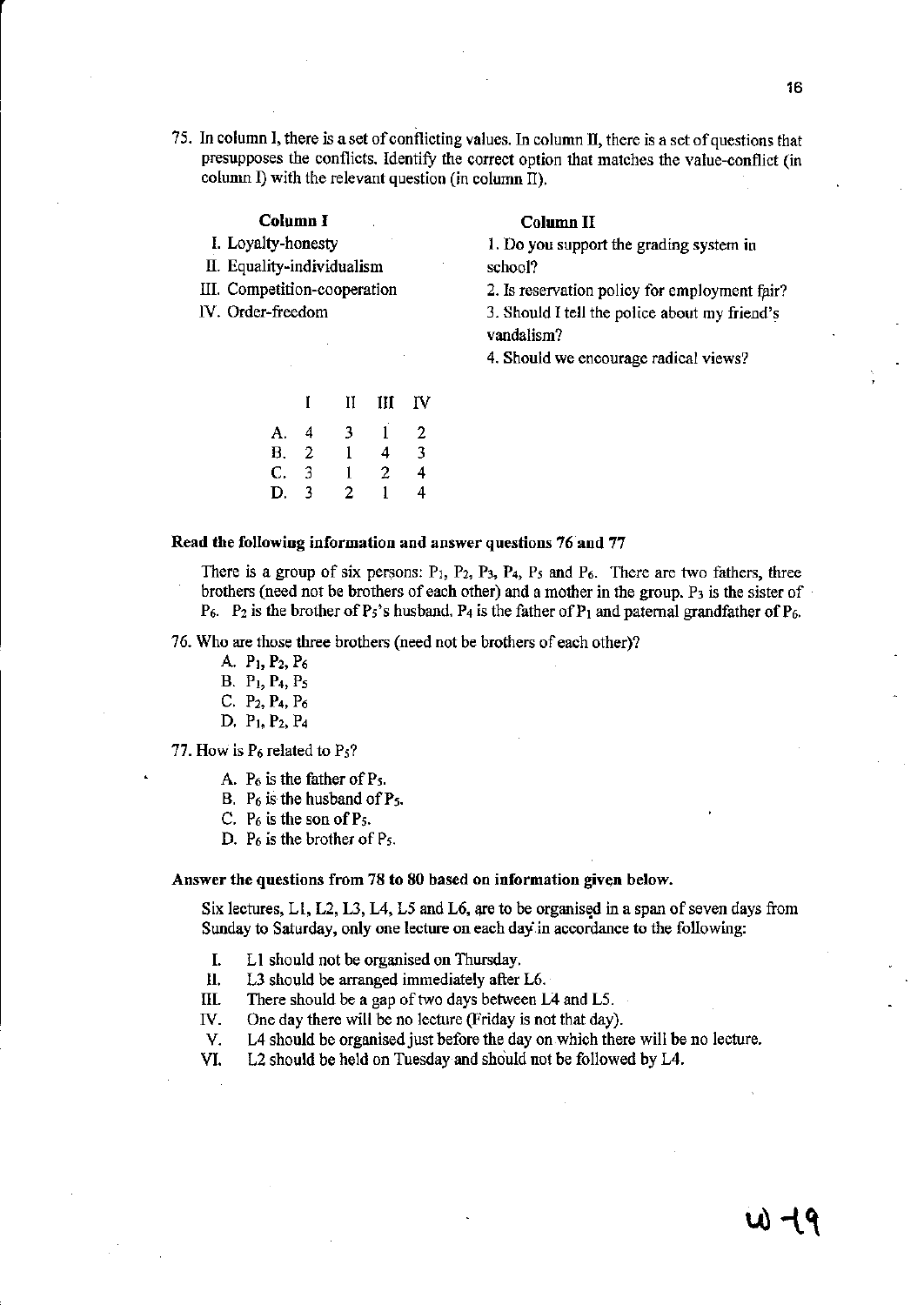75. In column I, there is a set of conflicting values. In column II, there is a set of questions that presupposes the conflicts. Identify the correct option that matches the value-conflict (in column I) with the relevant question (in column II).

| Column I | Column II |
|---|---|
| I. Loyalty-honesty | 1. Do you support the grading system in school? |
| II. Equality-individualism | 2. Is reservation policy for employment fair? |
| III. Competition-cooperation | 3. Should I tell the police about my friend's vandalism? |
| IV. Order-freedom | 4. Should we encourage radical views? |

| | I | II | III | IV |
|---|---|---|---|---|
| A. | 4 | 3 | 1 | 2 |
| B. | 2 | 1 | 4 | 3 |
| C. | 3 | 1 | 2 | 4 |
| D. | 3 | 2 | 1 | 4 |

**Read the following information and answer questions 76 and 77**

There is a group of six persons: $P_1$, $P_2$, $P_3$, $P_4$, $P_5$ and $P_6$. There are two fathers, three brothers (need not be brothers of each other) and a mother in the group. $P_3$ is the sister of $P_6$. $P_2$ is the brother of $P_5$'s husband. $P_4$ is the father of $P_1$ and paternal grandfather of $P_6$.

76. Who are those three brothers (need not be brothers of each other)?

A. $P_1$, $P_2$, $P_6$
B. $P_1$, $P_4$, $P_5$
C. $P_2$, $P_4$, $P_6$
D. $P_1$, $P_2$, $P_4$

77. How is $P_6$ related to $P_5$?

A. $P_6$ is the father of $P_5$.
B. $P_6$ is the husband of $P_5$.
C. $P_6$ is the son of $P_5$.
D. $P_6$ is the brother of $P_5$.

**Answer the questions from 78 to 80 based on information given below.**

Six lectures, L1, L2, L3, L4, L5 and L6, are to be organised in a span of seven days from Sunday to Saturday, only one lecture on each day in accordance to the following:

I. L1 should not be organised on Thursday.
II. L3 should be arranged immediately after L6.
III. There should be a gap of two days between L4 and L5.
IV. One day there will be no lecture (Friday is not that day).
V. L4 should be organised just before the day on which there will be no lecture.
VI. L2 should be held on Tuesday and should not be followed by L4.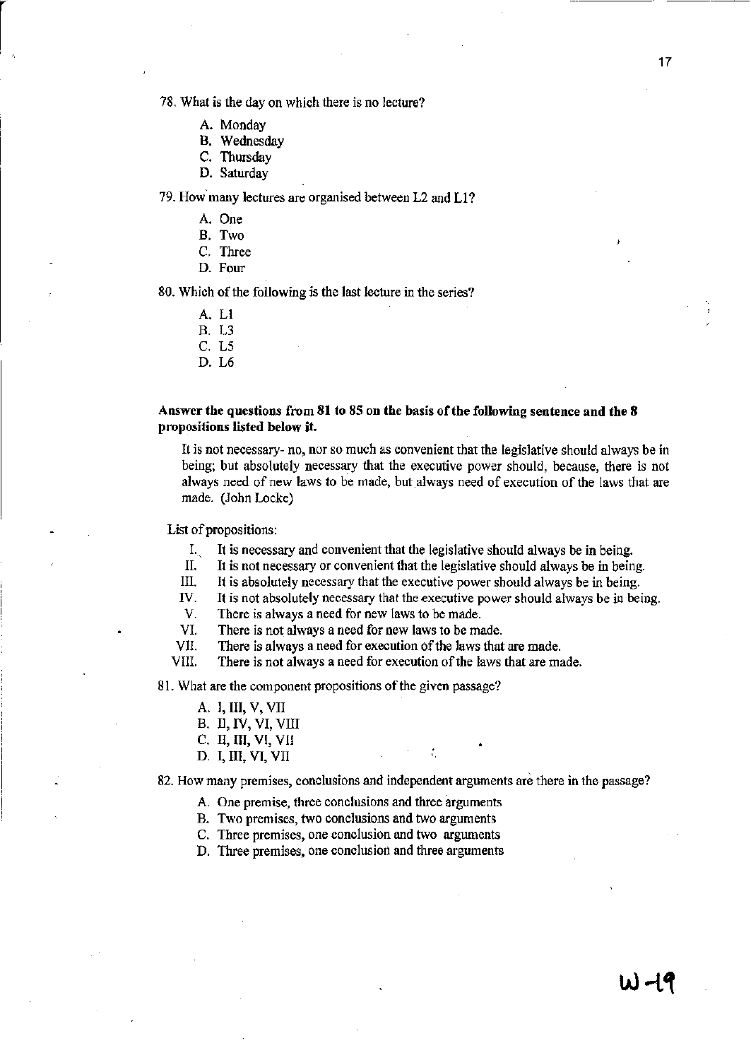78. What is the day on which there is no lecture?

A. Monday
B. Wednesday
C. Thursday
D. Saturday

79. How many lectures are organised between L2 and L1?

A. One
B. Two
C. Three
D. Four

80. Which of the following is the last lecture in the series?

A. L1
B. L3
C. L5
D. L6

**Answer the questions from 81 to 85 on the basis of the following sentence and the 8 propositions listed below it.**

It is not necessary- no, nor so much as convenient that the legislative should always be in being; but absolutely necessary that the executive power should, because, there is not always need of new laws to be made, but always need of execution of the laws that are made. (John Locke)

List of propositions:

I. It is necessary and convenient that the legislative should always be in being.
II. It is not necessary or convenient that the legislative should always be in being.
III. It is absolutely necessary that the executive power should always be in being.
IV. It is not absolutely necessary that the executive power should always be in being.
V. There is always a need for new laws to be made.
VI. There is not always a need for new laws to be made.
VII. There is always a need for execution of the laws that are made.
VIII. There is not always a need for execution of the laws that are made.

81. What are the component propositions of the given passage?

A. I, III, V, VII
B. II, IV, VI, VIII
C. II, III, VI, VII
D. I, III, VI, VII

82. How many premises, conclusions and independent arguments are there in the passage?

A. One premise, three conclusions and three arguments
B. Two premises, two conclusions and two arguments
C. Three premises, one conclusion and two arguments
D. Three premises, one conclusion and three arguments

W-19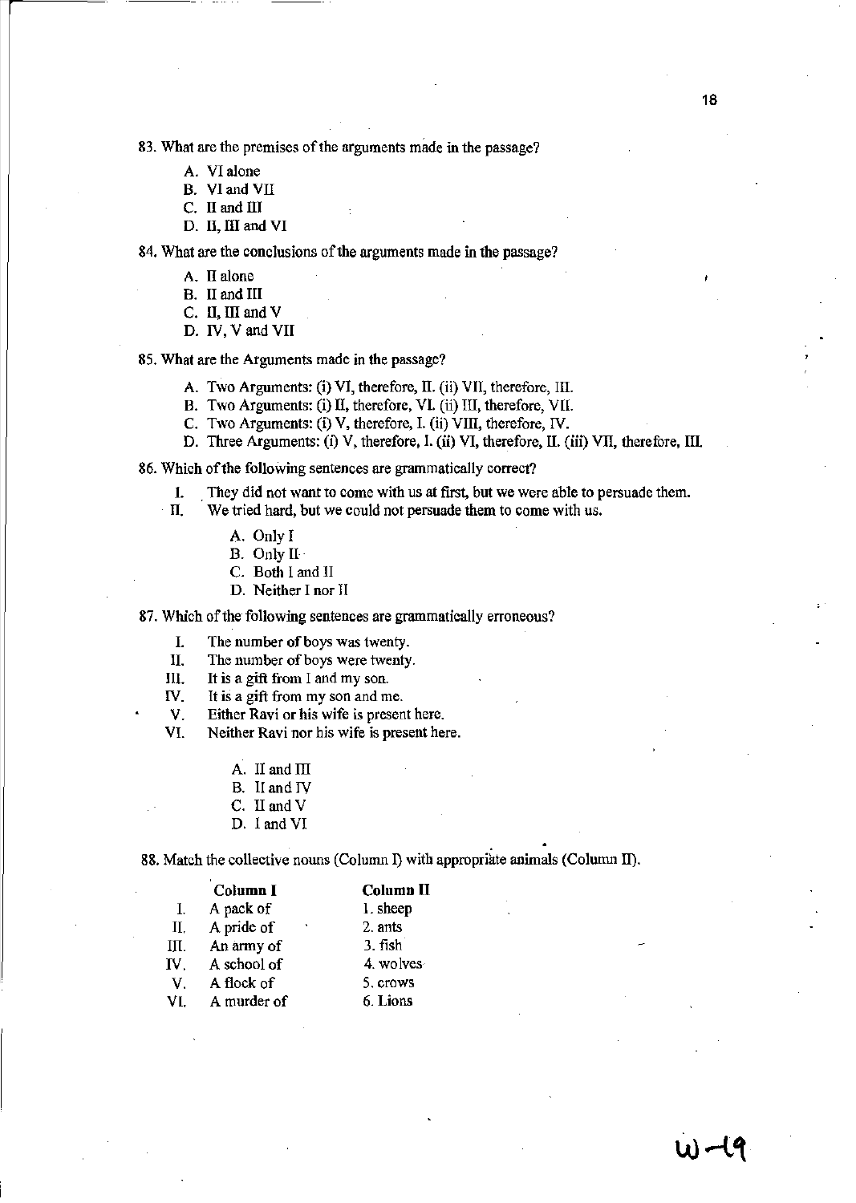83. What are the premises of the arguments made in the passage?

   A. VI alone
   B. VI and VII
   C. II and III
   D. II, III and VI

84. What are the conclusions of the arguments made in the passage?

   A. II alone
   B. II and III
   C. II, III and V
   D. IV, V and VII

85. What are the Arguments made in the passage?

   A. Two Arguments: (i) VI, therefore, II. (ii) VII, therefore, III.
   B. Two Arguments: (i) II, therefore, VI. (ii) III, therefore, VII.
   C. Two Arguments: (i) V, therefore, I. (ii) VIII, therefore, IV.
   D. Three Arguments: (i) V, therefore, I. (ii) VI, therefore, II. (iii) VII, therefore, III.

86. Which of the following sentences are grammatically correct?

   I. They did not want to come with us at first, but we were able to persuade them.
   II. We tried hard, but we could not persuade them to come with us.

   A. Only I
   B. Only II
   C. Both I and II
   D. Neither I nor II

87. Which of the following sentences are grammatically erroneous?

   I. The number of boys was twenty.
   II. The number of boys were twenty.
   III. It is a gift from I and my son.
   IV. It is a gift from my son and me.
   V. Either Ravi or his wife is present here.
   VI. Neither Ravi nor his wife is present here.

   A. II and III
   B. II and IV
   C. II and V
   D. I and VI

88. Match the collective nouns (Column I) with appropriate animals (Column II).

| | Column I | Column II |
|---|---|---|
| I. | A pack of | 1. sheep |
| II. | A pride of | 2. ants |
| III. | An army of | 3. fish |
| IV. | A school of | 4. wolves |
| V. | A flock of | 5. crows |
| VI. | A murder of | 6. Lions |

W-19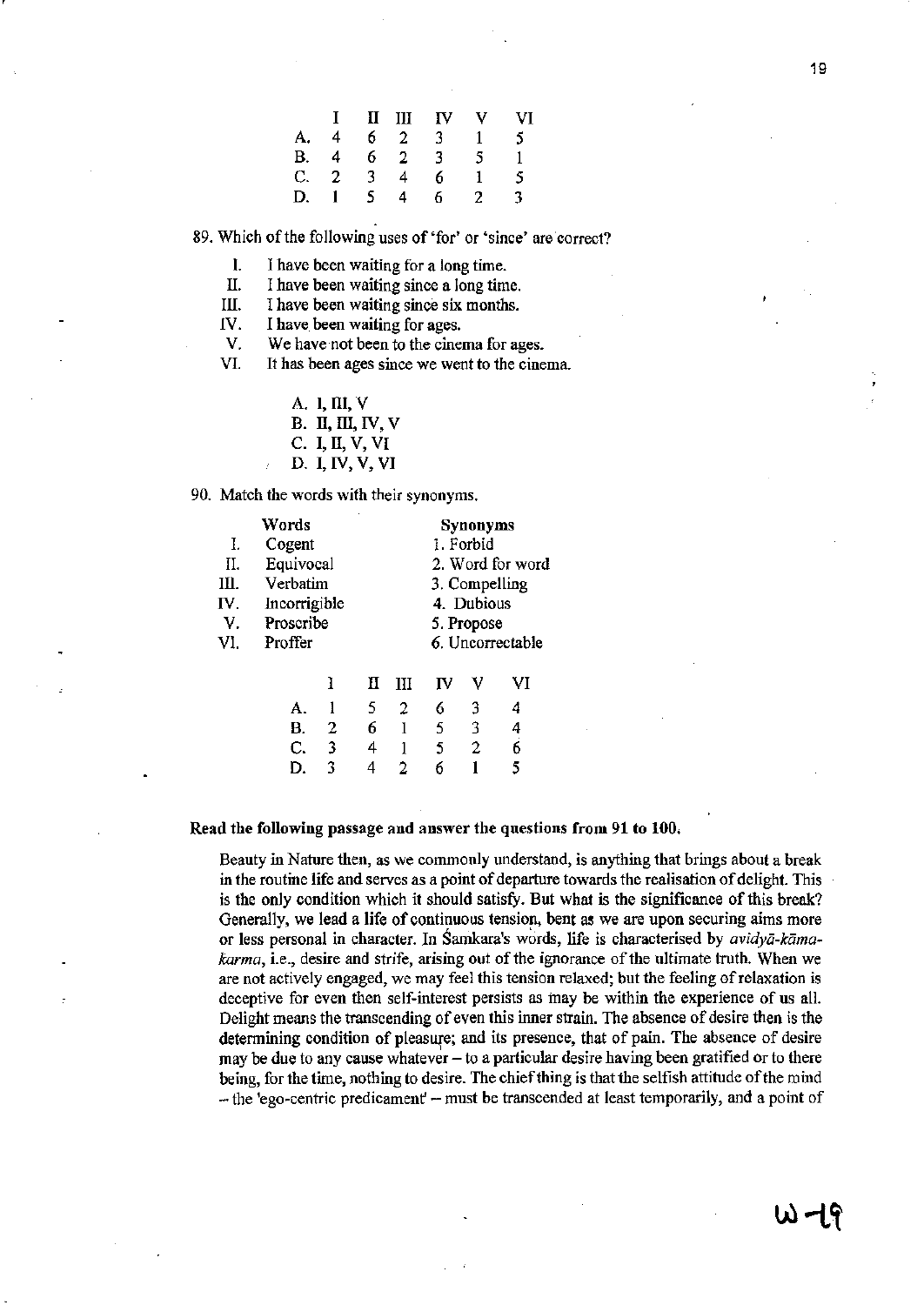|  | I | II | III | IV | V | VI |
|---|---|---|---|---|---|---|
| A. | 4 | 6 | 2 | 3 | 1 | 5 |
| B. | 4 | 6 | 2 | 3 | 5 | 1 |
| C. | 2 | 3 | 4 | 6 | 1 | 5 |
| D. | 1 | 5 | 4 | 6 | 2 | 3 |

89. Which of the following uses of 'for' or 'since' are correct?

I. I have been waiting for a long time.
II. I have been waiting since a long time.
III. I have been waiting since six months.
IV. I have been waiting for ages.
V. We have not been to the cinema for ages.
VI. It has been ages since we went to the cinema.

A. I, III, V
B. II, III, IV, V
C. I, II, V, VI
D. I, IV, V, VI

90. Match the words with their synonyms.

|  | Words | Synonyms |
|---|---|---|
| I. | Cogent | 1. Forbid |
| II. | Equivocal | 2. Word for word |
| III. | Verbatim | 3. Compelling |
| IV. | Incorrigible | 4. Dubious |
| V. | Proscribe | 5. Propose |
| VI. | Proffer | 6. Uncorrectable |

|  | I | II | III | IV | V | VI |
|---|---|---|---|---|---|---|
| A. | 1 | 5 | 2 | 6 | 3 | 4 |
| B. | 2 | 6 | 1 | 5 | 3 | 4 |
| C. | 3 | 4 | 1 | 5 | 2 | 6 |
| D. | 3 | 4 | 2 | 6 | 1 | 5 |

**Read the following passage and answer the questions from 91 to 100.**

Beauty in Nature then, as we commonly understand, is anything that brings about a break in the routine life and serves as a point of departure towards the realisation of delight. This is the only condition which it should satisfy. But what is the significance of this break? Generally, we lead a life of continuous tension, bent as we are upon securing aims more or less personal in character. In Śamkara's words, life is characterised by *avidyā-kāma-karma*, i.e., desire and strife, arising out of the ignorance of the ultimate truth. When we are not actively engaged, we may feel this tension relaxed; but the feeling of relaxation is deceptive for even then self-interest persists as may be within the experience of us all. Delight means the transcending of even this inner strain. The absence of desire then is the determining condition of pleasure; and its presence, that of pain. The absence of desire may be due to any cause whatever – to a particular desire having been gratified or to there being, for the time, nothing to desire. The chief thing is that the selfish attitude of the mind – the 'ego-centric predicament' – must be transcended at least temporarily, and a point of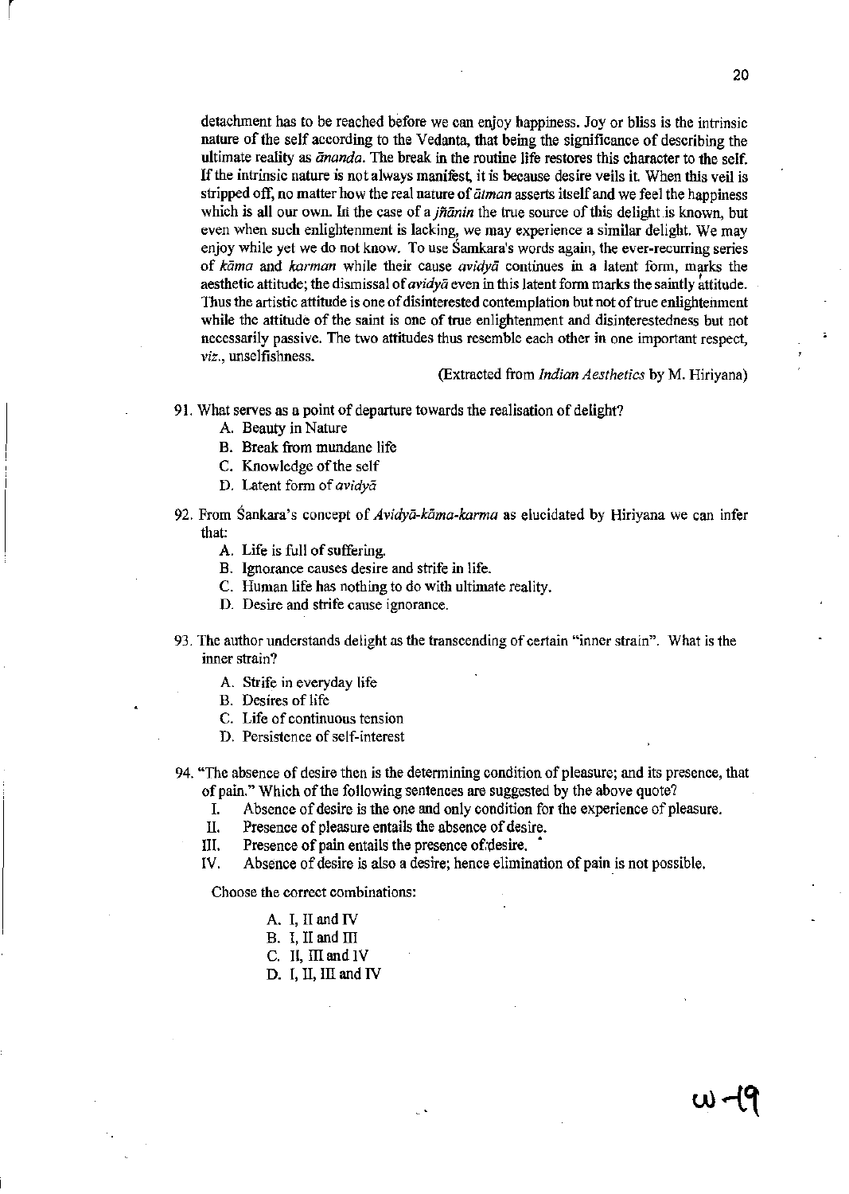detachment has to be reached before we can enjoy happiness. Joy or bliss is the intrinsic nature of the self according to the Vedanta, that being the significance of describing the ultimate reality as *ānanda*. The break in the routine life restores this character to the self. If the intrinsic nature is not always manifest, it is because desire veils it. When this veil is stripped off, no matter how the real nature of *ātman* asserts itself and we feel the happiness which is all our own. In the case of a *jñānin* the true source of this delight is known, but even when such enlightenment is lacking, we may experience a similar delight. We may enjoy while yet we do not know. To use Śamkara's words again, the ever-recurring series of *kāma* and *karman* while their cause *avidyā* continues in a latent form, marks the aesthetic attitude; the dismissal of *avidyā* even in this latent form marks the saintly attitude. Thus the artistic attitude is one of disinterested contemplation but not of true enlightenment while the attitude of the saint is one of true enlightenment and disinterestedness but not necessarily passive. The two attitudes thus resemble each other in one important respect, *viz.*, unselfishness.

(Extracted from *Indian Aesthetics* by M. Hiriyana)

91. What serves as a point of departure towards the realisation of delight?
    - A. Beauty in Nature
    - B. Break from mundane life
    - C. Knowledge of the self
    - D. Latent form of *avidyā*

92. From Śankara's concept of *Avidyā-kāma-karma* as elucidated by Hiriyana we can infer that:
    - A. Life is full of suffering.
    - B. Ignorance causes desire and strife in life.
    - C. Human life has nothing to do with ultimate reality.
    - D. Desire and strife cause ignorance.

93. The author understands delight as the transcending of certain "inner strain". What is the inner strain?
    - A. Strife in everyday life
    - B. Desires of life
    - C. Life of continuous tension
    - D. Persistence of self-interest

94. "The absence of desire then is the determining condition of pleasure; and its presence, that of pain." Which of the following sentences are suggested by the above quote?
    - I. Absence of desire is the one and only condition for the experience of pleasure.
    - II. Presence of pleasure entails the absence of desire.
    - III. Presence of pain entails the presence of desire.
    - IV. Absence of desire is also a desire; hence elimination of pain is not possible.

    Choose the correct combinations:

    - A. I, II and IV
    - B. I, II and III
    - C. II, III and IV
    - D. I, II, III and IV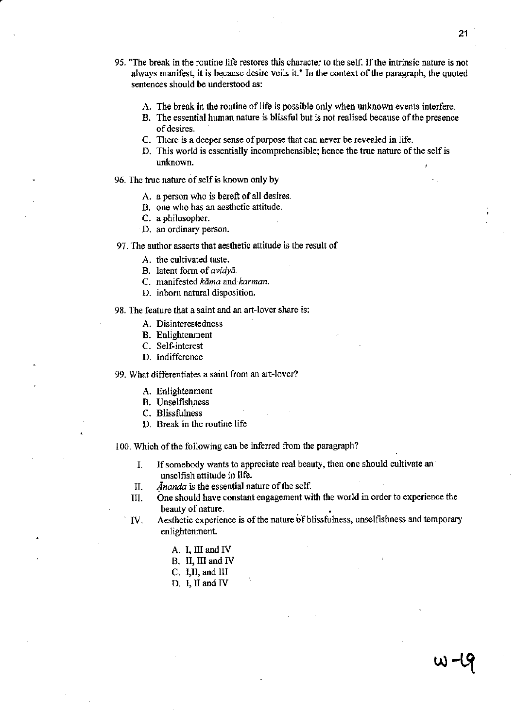95. "The break in the routine life restores this character to the self. If the intrinsic nature is not always manifest, it is because desire veils it." In the context of the paragraph, the quoted sentences should be understood as:

    A. The break in the routine of life is possible only when unknown events interfere.
    B. The essential human nature is blissful but is not realised because of the presence of desires.
    C. There is a deeper sense of purpose that can never be revealed in life.
    D. This world is essentially incomprehensible; hence the true nature of the self is unknown.

96. The true nature of self is known only by

    A. a person who is bereft of all desires.
    B. one who has an aesthetic attitude.
    C. a philosopher.
    D. an ordinary person.

97. The author asserts that aesthetic attitude is the result of

    A. the cultivated taste.
    B. latent form of *avidyā.*
    C. manifested *kāma* and *karman.*
    D. inborn natural disposition.

98. The feature that a saint and an art-lover share is:

    A. Disinterestedness
    B. Enlightenment
    C. Self-interest
    D. Indifference

99. What differentiates a saint from an art-lover?

    A. Enlightenment
    B. Unselfishness
    C. Blissfulness
    D. Break in the routine life

100. Which of the following can be inferred from the paragraph?

    I. If somebody wants to appreciate real beauty, then one should cultivate an unselfish attitude in life.
    II. *Ānanda* is the essential nature of the self.
    III. One should have constant engagement with the world in order to experience the beauty of nature.
    IV. Aesthetic experience is of the nature of blissfulness, unselfishness and temporary enlightenment.

    A. I, III and IV
    B. II, III and IV
    C. I,II, and III
    D. I, II and IV

W-19